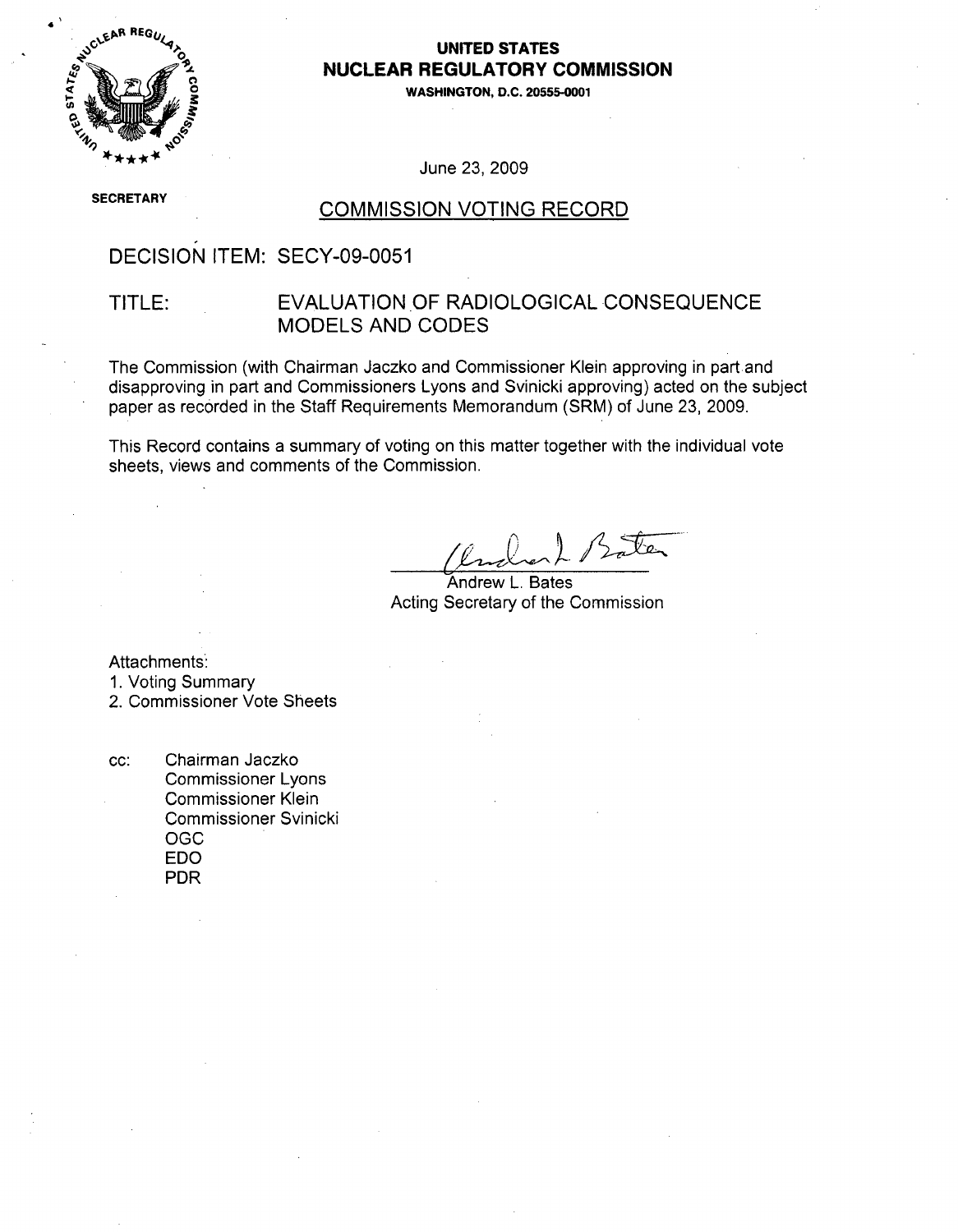**UNITED STATES**
**NUCLEAR REGULATORY COMMISSION**
**WASHINGTON, D.C. 20555-0001**

June 23, 2009

**SECRETARY**

## COMMISSION VOTING RECORD

DECISION ITEM: SECY-09-0051

TITLE: EVALUATION OF RADIOLOGICAL CONSEQUENCE MODELS AND CODES

The Commission (with Chairman Jaczko and Commissioner Klein approving in part and disapproving in part and Commissioners Lyons and Svinicki approving) acted on the subject paper as recorded in the Staff Requirements Memorandum (SRM) of June 23, 2009.

This Record contains a summary of voting on this matter together with the individual vote sheets, views and comments of the Commission.

Andrew L. Bates
Acting Secretary of the Commission

Attachments:
1. Voting Summary
2. Commissioner Vote Sheets

cc: Chairman Jaczko
Commissioner Lyons
Commissioner Klein
Commissioner Svinicki
OGC
EDO
PDR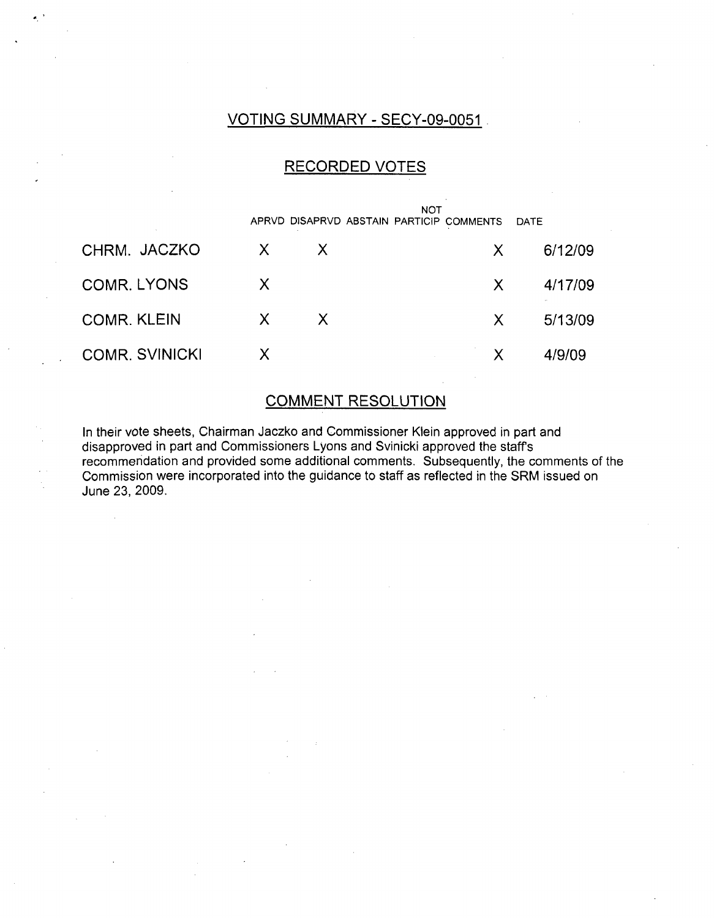## VOTING SUMMARY - SECY-09-0051

## RECORDED VOTES

| | APRVD | DISAPRVD | ABSTAIN | NOT PARTICIP | COMMENTS | DATE |
|---|---|---|---|---|---|---|
| CHRM. JACZKO | X | X | | | X | 6/12/09 |
| COMR. LYONS | X | | | | X | 4/17/09 |
| COMR. KLEIN | X | X | | | X | 5/13/09 |
| COMR. SVINICKI | X | | | | X | 4/9/09 |

## COMMENT RESOLUTION

In their vote sheets, Chairman Jaczko and Commissioner Klein approved in part and disapproved in part and Commissioners Lyons and Svinicki approved the staff's recommendation and provided some additional comments. Subsequently, the comments of the Commission were incorporated into the guidance to staff as reflected in the SRM issued on June 23, 2009.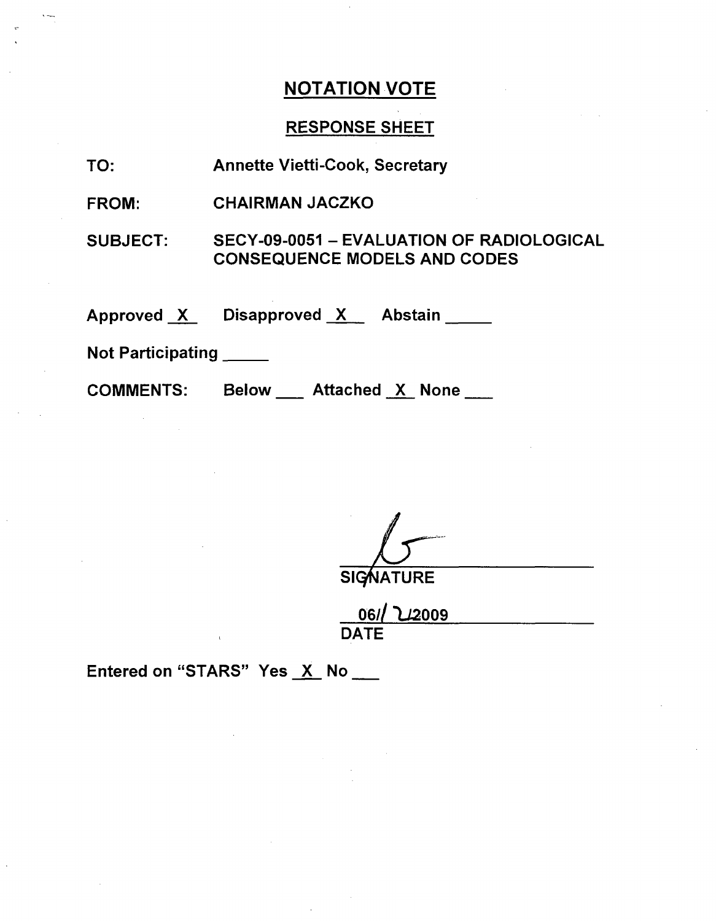# NOTATION VOTE

## RESPONSE SHEET

TO: Annette Vietti-Cook, Secretary

FROM: CHAIRMAN JACZKO

SUBJECT: SECY-09-0051 – EVALUATION OF RADIOLOGICAL CONSEQUENCE MODELS AND CODES

Approved X Disapproved X Abstain ____

Not Participating ____

COMMENTS: Below ___ Attached X None ___

SIGNATURE

06/12/2009

DATE

Entered on "STARS" Yes X No ___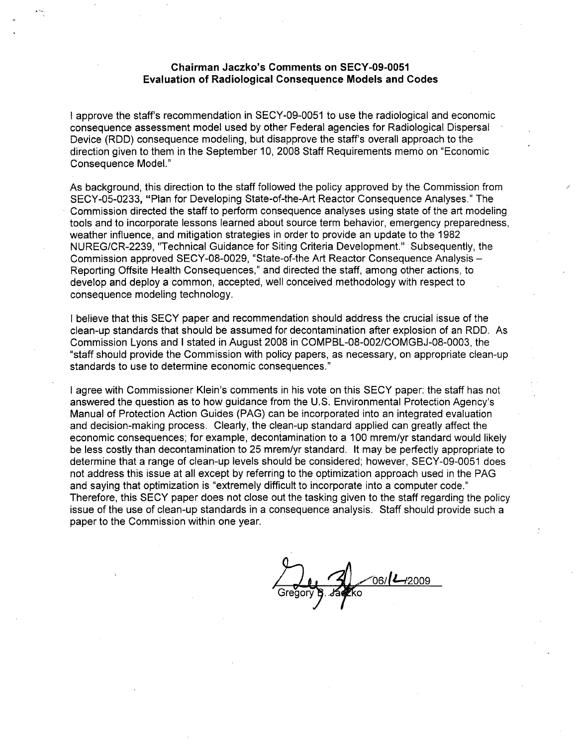**Chairman Jaczko's Comments on SECY-09-0051**
**Evaluation of Radiological Consequence Models and Codes**

I approve the staff's recommendation in SECY-09-0051 to use the radiological and economic consequence assessment model used by other Federal agencies for Radiological Dispersal Device (RDD) consequence modeling, but disapprove the staff's overall approach to the direction given to them in the September 10, 2008 Staff Requirements memo on "Economic Consequence Model."

As background, this direction to the staff followed the policy approved by the Commission from SECY-05-0233, **"**Plan for Developing State-of-the-Art Reactor Consequence Analyses." The Commission directed the staff to perform consequence analyses using state of the art modeling tools and to incorporate lessons learned about source term behavior, emergency preparedness, weather influence, and mitigation strategies in order to provide an update to the 1982 NUREG/CR-2239, "Technical Guidance for Siting Criteria Development." Subsequently, the Commission approved SECY-08-0029, "State-of-the Art Reactor Consequence Analysis – Reporting Offsite Health Consequences," and directed the staff, among other actions, to develop and deploy a common, accepted, well conceived methodology with respect to consequence modeling technology.

I believe that this SECY paper and recommendation should address the crucial issue of the clean-up standards that should be assumed for decontamination after explosion of an RDD. As Commission Lyons and I stated in August 2008 in COMPBL-08-002/COMGBJ-08-0003, the "staff should provide the Commission with policy papers, as necessary, on appropriate clean-up standards to use to determine economic consequences."

I agree with Commissioner Klein's comments in his vote on this SECY paper: the staff has not answered the question as to how guidance from the U.S. Environmental Protection Agency's Manual of Protection Action Guides (PAG) can be incorporated into an integrated evaluation and decision-making process. Clearly, the clean-up standard applied can greatly affect the economic consequences; for example, decontamination to a 100 mrem/yr standard would likely be less costly than decontamination to 25 mrem/yr standard. It may be perfectly appropriate to determine that a range of clean-up levels should be considered; however, SECY-09-0051 does not address this issue at all except by referring to the optimization approach used in the PAG and saying that optimization is "extremely difficult to incorporate into a computer code." Therefore, this SECY paper does not close out the tasking given to the staff regarding the policy issue of the use of clean-up standards in a consequence analysis. Staff should provide such a paper to the Commission within one year.

Gregory B. Jaczko 06/12/2009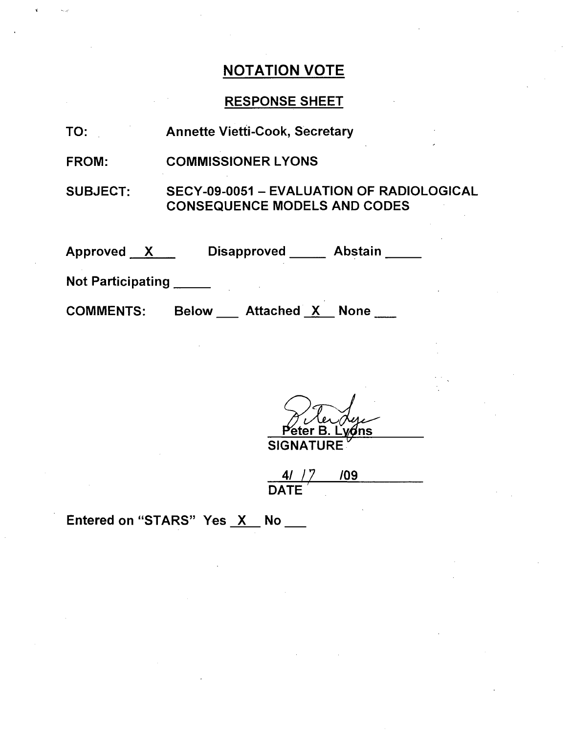## NOTATION VOTE

### RESPONSE SHEET

TO: Annette Vietti-Cook, Secretary

FROM: COMMISSIONER LYONS

SUBJECT: SECY-09-0051 – EVALUATION OF RADIOLOGICAL CONSEQUENCE MODELS AND CODES

Approved __X__ Disapproved _____ Abstain _____

Not Participating _____

COMMENTS: Below ___ Attached __X__ None ___

Peter B. Lyons
SIGNATURE

4/ 17 /09
DATE

Entered on "STARS" Yes __X__ No ___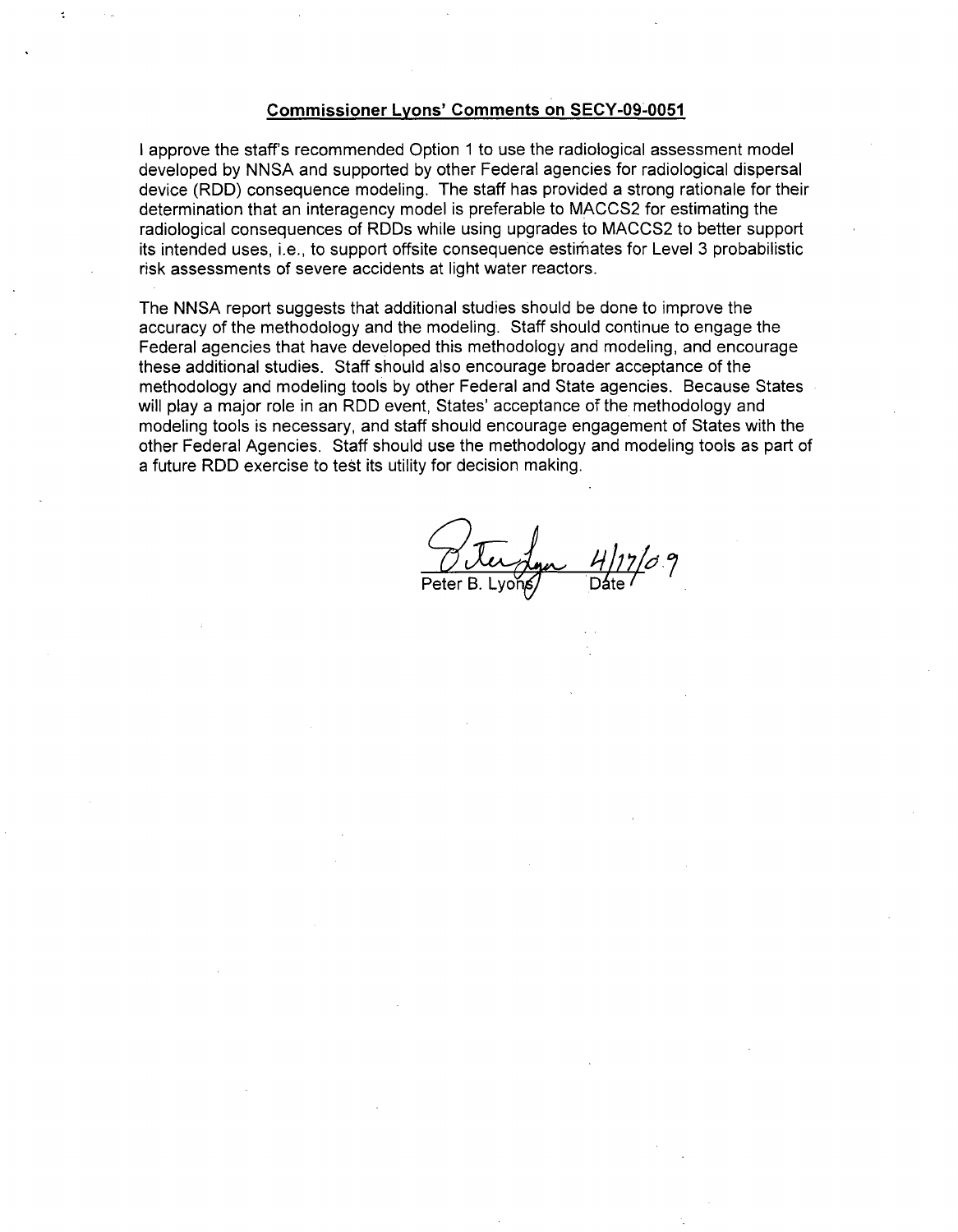**Commissioner Lyons' Comments on SECY-09-0051**

I approve the staff's recommended Option 1 to use the radiological assessment model developed by NNSA and supported by other Federal agencies for radiological dispersal device (RDD) consequence modeling. The staff has provided a strong rationale for their determination that an interagency model is preferable to MACCS2 for estimating the radiological consequences of RDDs while using upgrades to MACCS2 to better support its intended uses, i.e., to support offsite consequence estimates for Level 3 probabilistic risk assessments of severe accidents at light water reactors.

The NNSA report suggests that additional studies should be done to improve the accuracy of the methodology and the modeling. Staff should continue to engage the Federal agencies that have developed this methodology and modeling, and encourage these additional studies. Staff should also encourage broader acceptance of the methodology and modeling tools by other Federal and State agencies. Because States will play a major role in an RDD event, States' acceptance of the methodology and modeling tools is necessary, and staff should encourage engagement of States with the other Federal Agencies. Staff should use the methodology and modeling tools as part of a future RDD exercise to test its utility for decision making.

4/17/09

Peter B. Lyons Date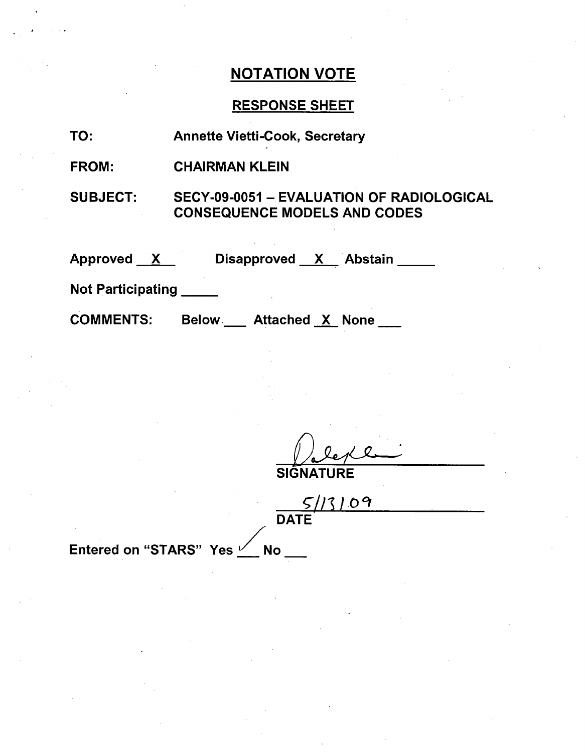## NOTATION VOTE

### RESPONSE SHEET

TO: Annette Vietti-Cook, Secretary

FROM: CHAIRMAN KLEIN

SUBJECT: SECY-09-0051 – EVALUATION OF RADIOLOGICAL CONSEQUENCE MODELS AND CODES

Approved __X__ Disapproved __X__ Abstain _____

Not Participating _____

COMMENTS: Below ___ Attached _X_ None ___

[signature]

SIGNATURE

5/13/09

DATE

Entered on "STARS" Yes ✓ No ___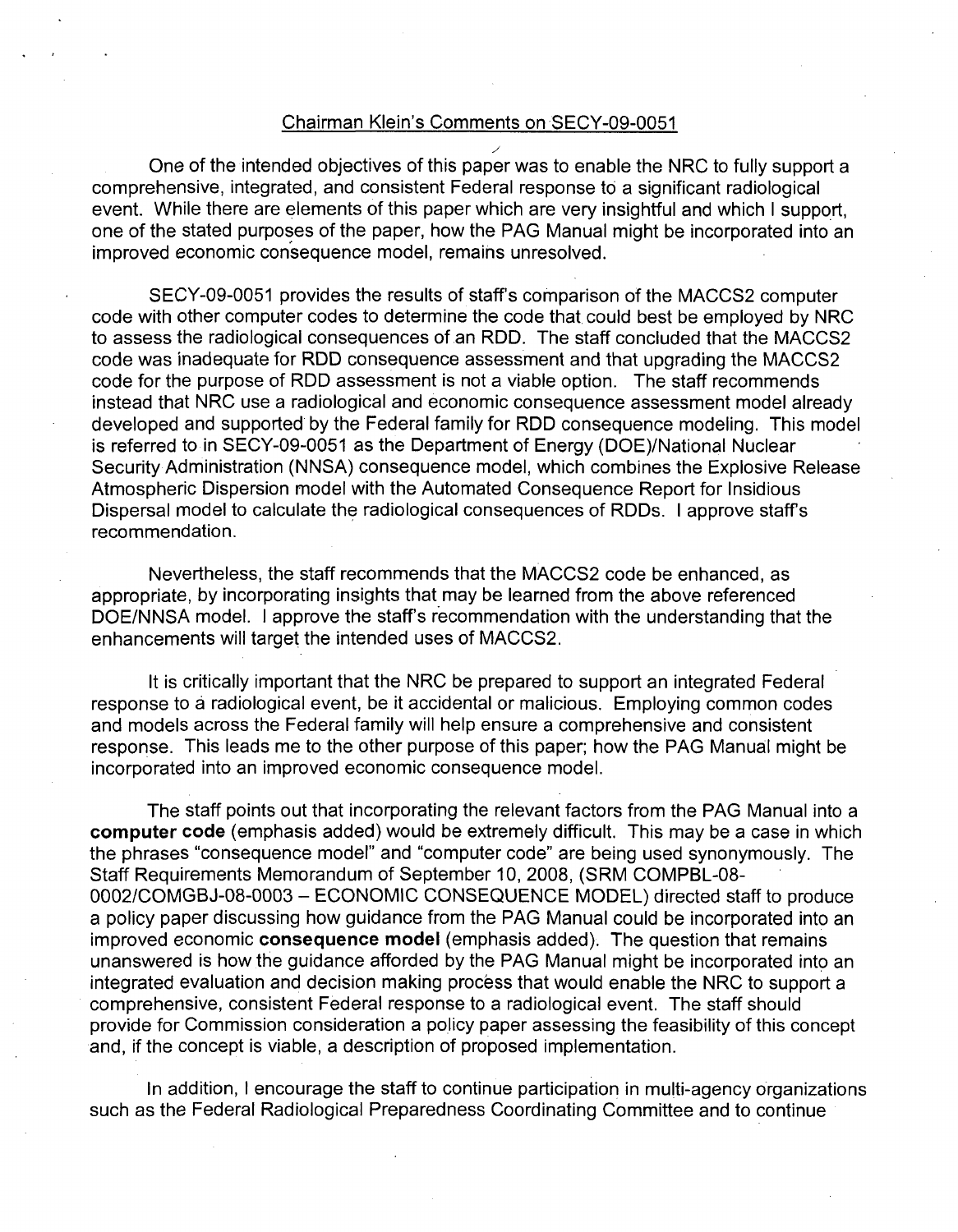Chairman Klein's Comments on SECY-09-0051

One of the intended objectives of this paper was to enable the NRC to fully support a comprehensive, integrated, and consistent Federal response to a significant radiological event. While there are elements of this paper which are very insightful and which I support, one of the stated purposes of the paper, how the PAG Manual might be incorporated into an improved economic consequence model, remains unresolved.

SECY-09-0051 provides the results of staff's comparison of the MACCS2 computer code with other computer codes to determine the code that could best be employed by NRC to assess the radiological consequences of an RDD. The staff concluded that the MACCS2 code was inadequate for RDD consequence assessment and that upgrading the MACCS2 code for the purpose of RDD assessment is not a viable option. The staff recommends instead that NRC use a radiological and economic consequence assessment model already developed and supported by the Federal family for RDD consequence modeling. This model is referred to in SECY-09-0051 as the Department of Energy (DOE)/National Nuclear Security Administration (NNSA) consequence model, which combines the Explosive Release Atmospheric Dispersion model with the Automated Consequence Report for Insidious Dispersal model to calculate the radiological consequences of RDDs. I approve staff's recommendation.

Nevertheless, the staff recommends that the MACCS2 code be enhanced, as appropriate, by incorporating insights that may be learned from the above referenced DOE/NNSA model. I approve the staff's recommendation with the understanding that the enhancements will target the intended uses of MACCS2.

It is critically important that the NRC be prepared to support an integrated Federal response to a radiological event, be it accidental or malicious. Employing common codes and models across the Federal family will help ensure a comprehensive and consistent response. This leads me to the other purpose of this paper; how the PAG Manual might be incorporated into an improved economic consequence model.

The staff points out that incorporating the relevant factors from the PAG Manual into a **computer code** (emphasis added) would be extremely difficult. This may be a case in which the phrases "consequence model" and "computer code" are being used synonymously. The Staff Requirements Memorandum of September 10, 2008, (SRM COMPBL-08-0002/COMGBJ-08-0003 – ECONOMIC CONSEQUENCE MODEL) directed staff to produce a policy paper discussing how guidance from the PAG Manual could be incorporated into an improved economic **consequence model** (emphasis added). The question that remains unanswered is how the guidance afforded by the PAG Manual might be incorporated into an integrated evaluation and decision making process that would enable the NRC to support a comprehensive, consistent Federal response to a radiological event. The staff should provide for Commission consideration a policy paper assessing the feasibility of this concept and, if the concept is viable, a description of proposed implementation.

In addition, I encourage the staff to continue participation in multi-agency organizations such as the Federal Radiological Preparedness Coordinating Committee and to continue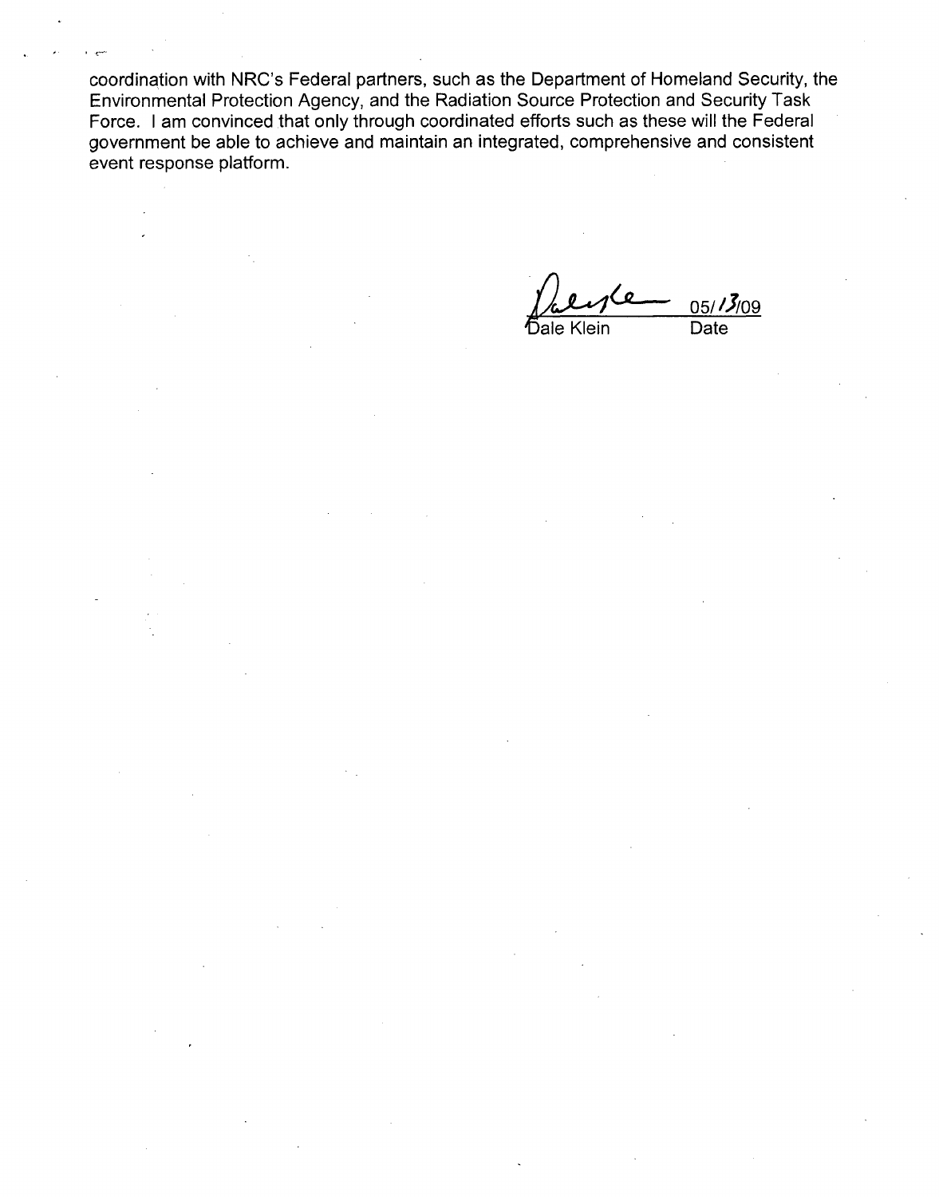coordination with NRC's Federal partners, such as the Department of Homeland Security, the Environmental Protection Agency, and the Radiation Source Protection and Security Task Force. I am convinced that only through coordinated efforts such as these will the Federal government be able to achieve and maintain an integrated, comprehensive and consistent event response platform.

Dale Klein 05/13/09

Dale Klein Date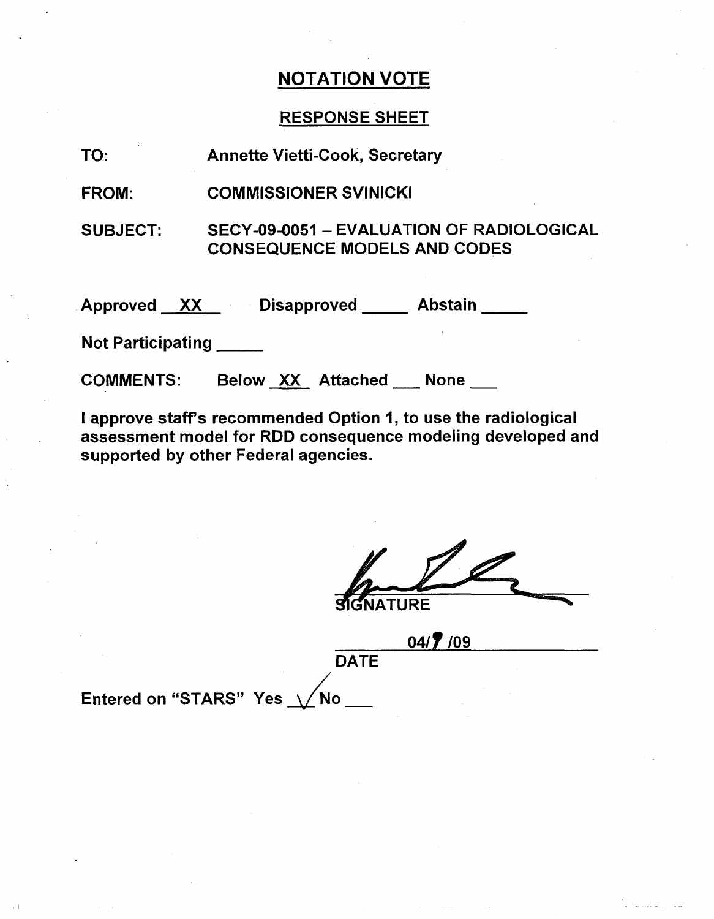# NOTATION VOTE

## RESPONSE SHEET

TO: Annette Vietti-Cook, Secretary

FROM: COMMISSIONER SVINICKI

SUBJECT: SECY-09-0051 – EVALUATION OF RADIOLOGICAL CONSEQUENCE MODELS AND CODES

Approved __XX__ Disapproved _____ Abstain _____

Not Participating _____

COMMENTS: Below __XX__ Attached ___ None ___

I approve staff's recommended Option 1, to use the radiological assessment model for RDD consequence modeling developed and supported by other Federal agencies.

SIGNATURE

04/7/09

DATE

Entered on "STARS" Yes __✓__ No ___